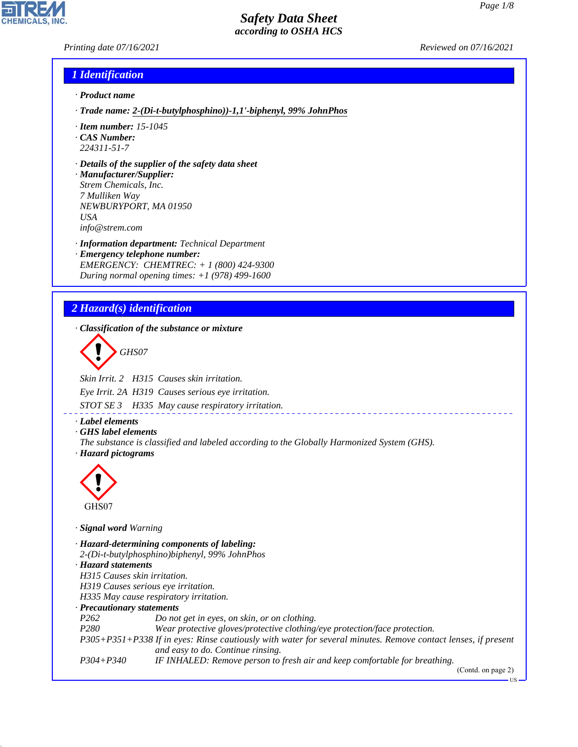# Safety Data Sheet
*according to OSHA HCS*

Printing date 07/16/2021 Reviewed on 07/16/2021

## 1 Identification

· **Product name**

· **Trade name:** 2-(Di-t-butylphosphino))-1,1'-biphenyl, 99% JohnPhos

· **Item number:** 15-1045
· **CAS Number:**
224311-51-7

· **Details of the supplier of the safety data sheet**
· **Manufacturer/Supplier:**
Strem Chemicals, Inc.
7 Mulliken Way
NEWBURYPORT, MA 01950
USA
info@strem.com

· **Information department:** Technical Department
· **Emergency telephone number:**
EMERGENCY: CHEMTREC: + 1 (800) 424-9300
During normal opening times: +1 (978) 499-1600

## 2 Hazard(s) identification

· **Classification of the substance or mixture**

GHS07

Skin Irrit. 2 H315 Causes skin irritation.

Eye Irrit. 2A H319 Causes serious eye irritation.

STOT SE 3 H335 May cause respiratory irritation.

· **Label elements**
· **GHS label elements**
The substance is classified and labeled according to the Globally Harmonized System (GHS).
· **Hazard pictograms**

GHS07

· **Signal word** Warning

· **Hazard-determining components of labeling:**
2-(Di-t-butylphosphino)biphenyl, 99% JohnPhos
· **Hazard statements**
H315 Causes skin irritation.
H319 Causes serious eye irritation.
H335 May cause respiratory irritation.
· **Precautionary statements**

| | |
|---|---|
| P262 | Do not get in eyes, on skin, or on clothing. |
| P280 | Wear protective gloves/protective clothing/eye protection/face protection. |
| P305+P351+P338 | If in eyes: Rinse cautiously with water for several minutes. Remove contact lenses, if present and easy to do. Continue rinsing. |
| P304+P340 | IF INHALED: Remove person to fresh air and keep comfortable for breathing. |

(Contd. on page 2)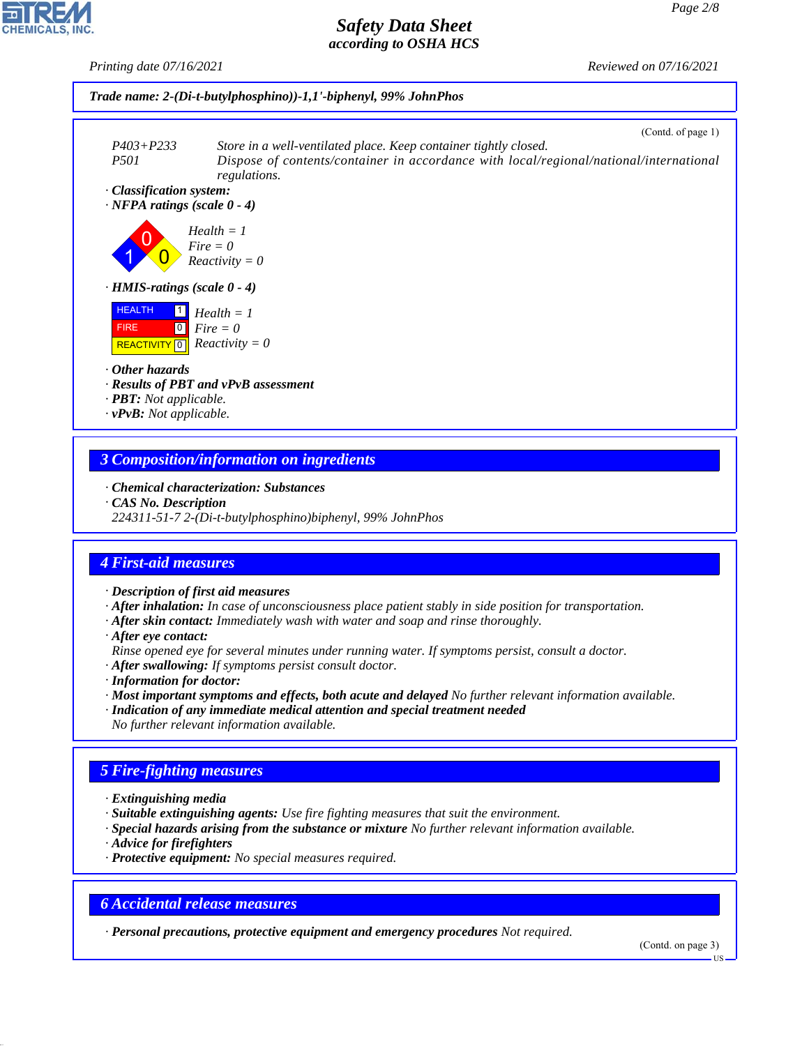Trade name: 2-(Di-t-butylphosphino))-1,1'-biphenyl, 99% JohnPhos

(Contd. of page 1)

P403+P233 Store in a well-ventilated place. Keep container tightly closed.
P501 Dispose of contents/container in accordance with local/regional/national/international regulations.

· **Classification system:**
· **NFPA ratings (scale 0 - 4)**

Health = 1
Fire = 0
Reactivity = 0

· **HMIS-ratings (scale 0 - 4)**

| | | |
|---|---|---|
| HEALTH | 1 | Health = 1 |
| FIRE | 0 | Fire = 0 |
| REACTIVITY | 0 | Reactivity = 0 |

· **Other hazards**
· **Results of PBT and vPvB assessment**
· **PBT:** Not applicable.
· **vPvB:** Not applicable.

## 3 Composition/information on ingredients

· **Chemical characterization: Substances**
· **CAS No. Description**
224311-51-7 2-(Di-t-butylphosphino)biphenyl, 99% JohnPhos

## 4 First-aid measures

· **Description of first aid measures**
· **After inhalation:** In case of unconsciousness place patient stably in side position for transportation.
· **After skin contact:** Immediately wash with water and soap and rinse thoroughly.
· **After eye contact:**
Rinse opened eye for several minutes under running water. If symptoms persist, consult a doctor.
· **After swallowing:** If symptoms persist consult doctor.
· **Information for doctor:**
· **Most important symptoms and effects, both acute and delayed** No further relevant information available.
· **Indication of any immediate medical attention and special treatment needed**
No further relevant information available.

## 5 Fire-fighting measures

· **Extinguishing media**
· **Suitable extinguishing agents:** Use fire fighting measures that suit the environment.
· **Special hazards arising from the substance or mixture** No further relevant information available.
· **Advice for firefighters**
· **Protective equipment:** No special measures required.

## 6 Accidental release measures

· **Personal precautions, protective equipment and emergency procedures** Not required.

(Contd. on page 3)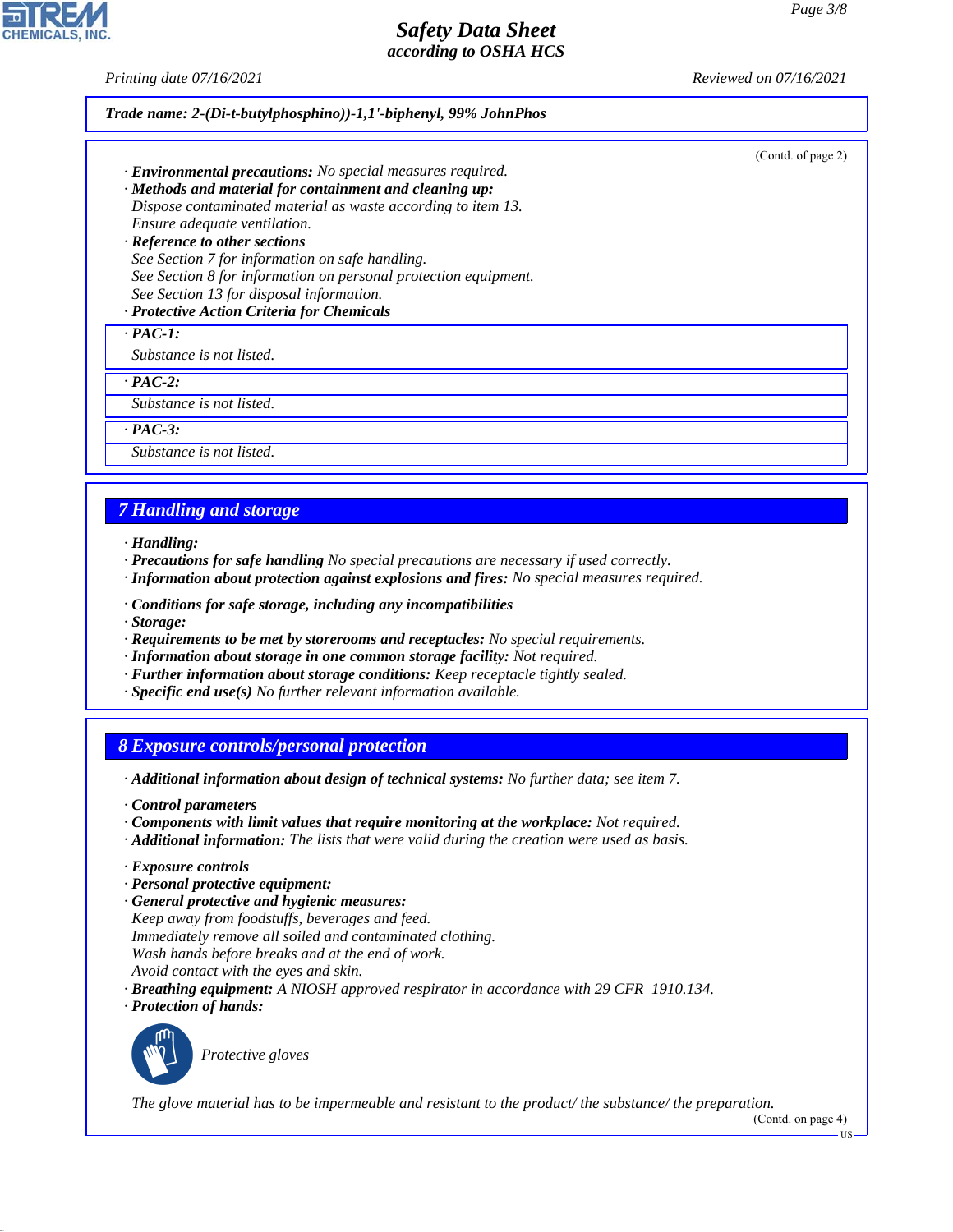**Trade name: 2-(Di-t-butylphosphino))-1,1'-biphenyl, 99% JohnPhos**

(Contd. of page 2)

· **Environmental precautions:** No special measures required.
· **Methods and material for containment and cleaning up:**
Dispose contaminated material as waste according to item 13.
Ensure adequate ventilation.
· **Reference to other sections**
See Section 7 for information on safe handling.
See Section 8 for information on personal protection equipment.
See Section 13 for disposal information.
· **Protective Action Criteria for Chemicals**

· **PAC-1:**
Substance is not listed.

· **PAC-2:**
Substance is not listed.

· **PAC-3:**
Substance is not listed.

## 7 Handling and storage

· **Handling:**
· **Precautions for safe handling** No special precautions are necessary if used correctly.
· **Information about protection against explosions and fires:** No special measures required.

· **Conditions for safe storage, including any incompatibilities**
· **Storage:**
· **Requirements to be met by storerooms and receptacles:** No special requirements.
· **Information about storage in one common storage facility:** Not required.
· **Further information about storage conditions:** Keep receptacle tightly sealed.
· **Specific end use(s)** No further relevant information available.

## 8 Exposure controls/personal protection

· **Additional information about design of technical systems:** No further data; see item 7.

· **Control parameters**
· **Components with limit values that require monitoring at the workplace:** Not required.
· **Additional information:** The lists that were valid during the creation were used as basis.

· **Exposure controls**
· **Personal protective equipment:**
· **General protective and hygienic measures:**
Keep away from foodstuffs, beverages and feed.
Immediately remove all soiled and contaminated clothing.
Wash hands before breaks and at the end of work.
Avoid contact with the eyes and skin.
· **Breathing equipment:** A NIOSH approved respirator in accordance with 29 CFR 1910.134.
· **Protection of hands:**

Protective gloves

The glove material has to be impermeable and resistant to the product/ the substance/ the preparation.

(Contd. on page 4)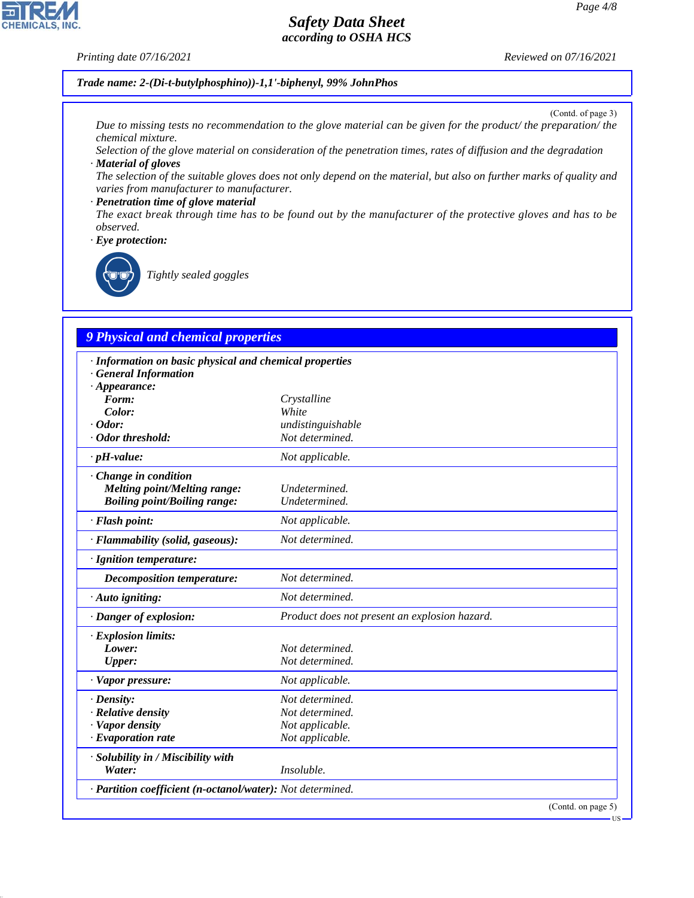**Trade name: 2-(Di-t-butylphosphino))-1,1'-biphenyl, 99% JohnPhos**

(Contd. of page 3)

Due to missing tests no recommendation to the glove material can be given for the product/ the preparation/ the chemical mixture.

Selection of the glove material on consideration of the penetration times, rates of diffusion and the degradation

· **Material of gloves**

The selection of the suitable gloves does not only depend on the material, but also on further marks of quality and varies from manufacturer to manufacturer.

· **Penetration time of glove material**

The exact break through time has to be found out by the manufacturer of the protective gloves and has to be observed.

· **Eye protection:**

Tightly sealed goggles

## 9 Physical and chemical properties

| | |
|---|---|
| · **Information on basic physical and chemical properties** | |
| · **General Information** | |
| · **Appearance:** | |
| **Form:** | Crystalline |
| **Color:** | White |
| · **Odor:** | undistinguishable |
| · **Odor threshold:** | Not determined. |
| · **pH-value:** | Not applicable. |
| · **Change in condition** | |
| **Melting point/Melting range:** | Undetermined. |
| **Boiling point/Boiling range:** | Undetermined. |
| · **Flash point:** | Not applicable. |
| · **Flammability (solid, gaseous):** | Not determined. |
| · **Ignition temperature:** | |
| **Decomposition temperature:** | Not determined. |
| · **Auto igniting:** | Not determined. |
| · **Danger of explosion:** | Product does not present an explosion hazard. |
| · **Explosion limits:** | |
| **Lower:** | Not determined. |
| **Upper:** | Not determined. |
| · **Vapor pressure:** | Not applicable. |
| · **Density:** | Not determined. |
| · **Relative density** | Not determined. |
| · **Vapor density** | Not applicable. |
| · **Evaporation rate** | Not applicable. |
| · **Solubility in / Miscibility with** | |
| **Water:** | Insoluble. |
| · **Partition coefficient (n-octanol/water):** | Not determined. |

(Contd. on page 5)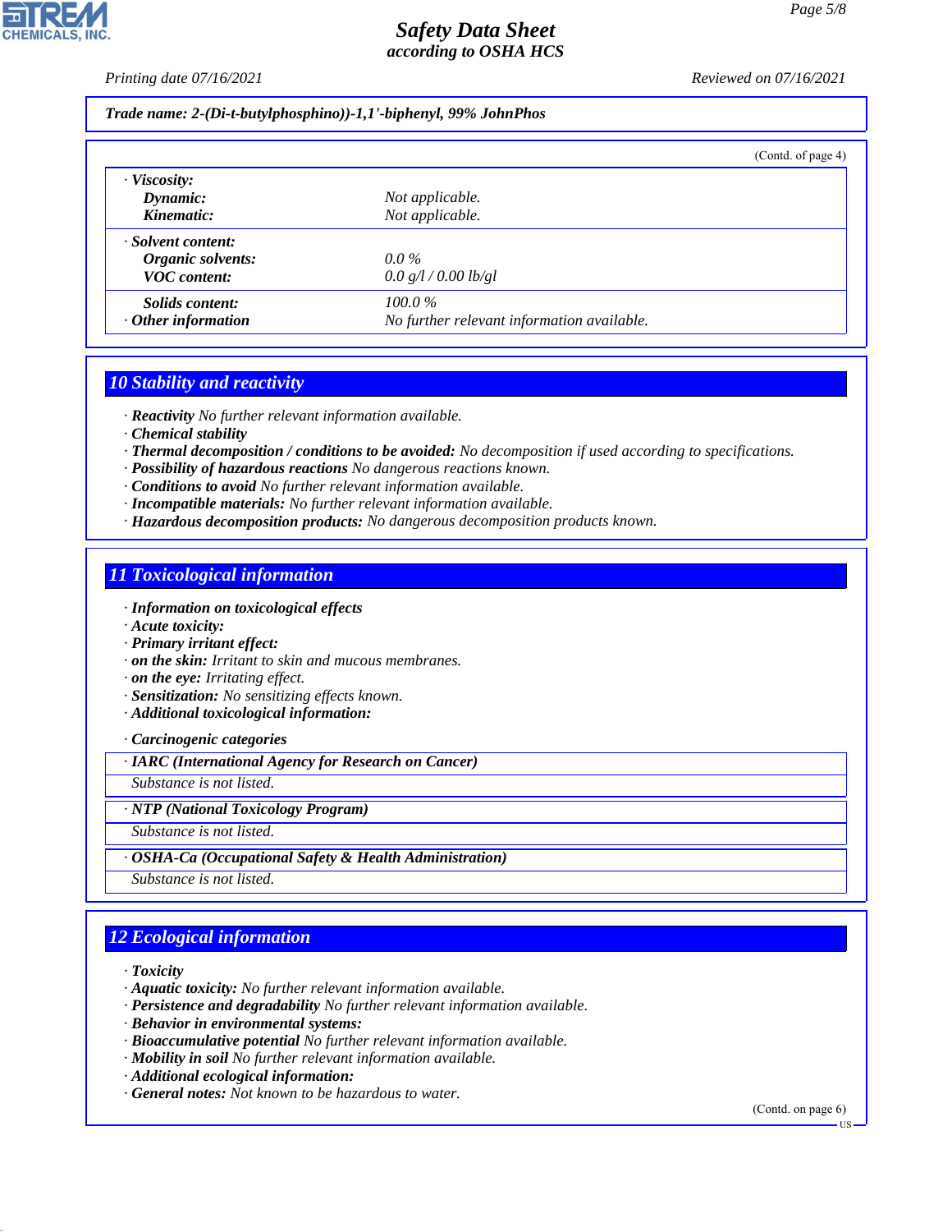**Trade name: 2-(Di-t-butylphosphino))-1,1'-biphenyl, 99% JohnPhos**

(Contd. of page 4)

| | |
|---|---|
| · **Viscosity:** | |
| **Dynamic:** | Not applicable. |
| **Kinematic:** | Not applicable. |
| · **Solvent content:** | |
| **Organic solvents:** | 0.0 % |
| **VOC content:** | 0.0 g/l / 0.00 lb/gl |
| **Solids content:** | 100.0 % |
| · **Other information** | No further relevant information available. |

## 10 Stability and reactivity

· **Reactivity** No further relevant information available.
· **Chemical stability**
· **Thermal decomposition / conditions to be avoided:** No decomposition if used according to specifications.
· **Possibility of hazardous reactions** No dangerous reactions known.
· **Conditions to avoid** No further relevant information available.
· **Incompatible materials:** No further relevant information available.
· **Hazardous decomposition products:** No dangerous decomposition products known.

## 11 Toxicological information

· **Information on toxicological effects**
· **Acute toxicity:**
· **Primary irritant effect:**
· **on the skin:** Irritant to skin and mucous membranes.
· **on the eye:** Irritating effect.
· **Sensitization:** No sensitizing effects known.
· **Additional toxicological information:**

· **Carcinogenic categories**

· **IARC (International Agency for Research on Cancer)**

Substance is not listed.

· **NTP (National Toxicology Program)**

Substance is not listed.

· **OSHA-Ca (Occupational Safety & Health Administration)**

Substance is not listed.

## 12 Ecological information

· **Toxicity**
· **Aquatic toxicity:** No further relevant information available.
· **Persistence and degradability** No further relevant information available.
· **Behavior in environmental systems:**
· **Bioaccumulative potential** No further relevant information available.
· **Mobility in soil** No further relevant information available.
· **Additional ecological information:**
· **General notes:** Not known to be hazardous to water.

(Contd. on page 6)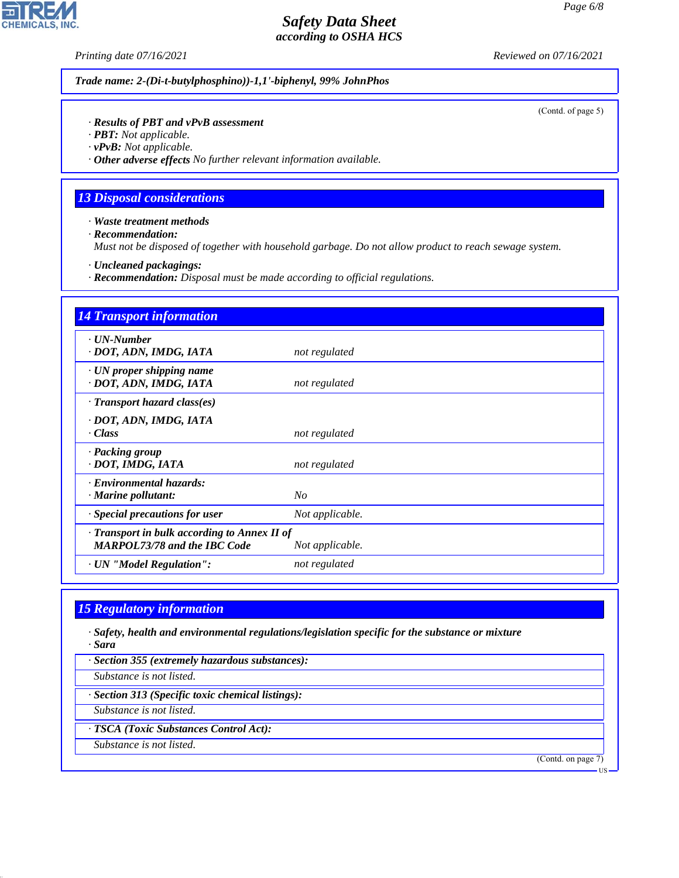Trade name: 2-(Di-t-butylphosphino))-1,1'-biphenyl, 99% JohnPhos

(Contd. of page 5)

· **Results of PBT and vPvB assessment**
· **PBT:** Not applicable.
· **vPvB:** Not applicable.
· **Other adverse effects** No further relevant information available.

## 13 Disposal considerations

· **Waste treatment methods**
· **Recommendation:**
Must not be disposed of together with household garbage. Do not allow product to reach sewage system.

· **Uncleaned packagings:**
· **Recommendation:** Disposal must be made according to official regulations.

## 14 Transport information

| | |
|---|---|
| · **UN-Number**<br>· **DOT, ADN, IMDG, IATA** | not regulated |
| · **UN proper shipping name**<br>· **DOT, ADN, IMDG, IATA** | not regulated |
| · **Transport hazard class(es)**<br>· **DOT, ADN, IMDG, IATA**<br>· **Class** | not regulated |
| · **Packing group**<br>· **DOT, IMDG, IATA** | not regulated |
| · **Environmental hazards:**<br>· **Marine pollutant:** | No |
| · **Special precautions for user** | Not applicable. |
| · **Transport in bulk according to Annex II of MARPOL73/78 and the IBC Code** | Not applicable. |
| · **UN "Model Regulation":** | not regulated |

## 15 Regulatory information

· **Safety, health and environmental regulations/legislation specific for the substance or mixture**
· **Sara**

· **Section 355 (extremely hazardous substances):**
Substance is not listed.

· **Section 313 (Specific toxic chemical listings):**
Substance is not listed.

· **TSCA (Toxic Substances Control Act):**
Substance is not listed.

(Contd. on page 7)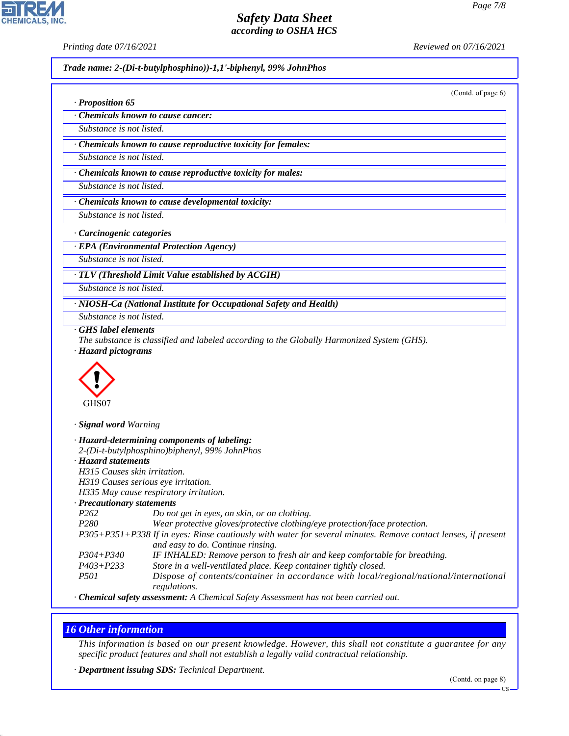**Trade name: 2-(Di-t-butylphosphino))-1,1'-biphenyl, 99% JohnPhos**

(Contd. of page 6)

· **Proposition 65**

· **Chemicals known to cause cancer:**

Substance is not listed.

· **Chemicals known to cause reproductive toxicity for females:**

Substance is not listed.

· **Chemicals known to cause reproductive toxicity for males:**

Substance is not listed.

· **Chemicals known to cause developmental toxicity:**

Substance is not listed.

· **Carcinogenic categories**

· **EPA (Environmental Protection Agency)**

Substance is not listed.

· **TLV (Threshold Limit Value established by ACGIH)**

Substance is not listed.

· **NIOSH-Ca (National Institute for Occupational Safety and Health)**

Substance is not listed.

· **GHS label elements**

The substance is classified and labeled according to the Globally Harmonized System (GHS).

· **Hazard pictograms**

GHS07

· **Signal word** Warning

· **Hazard-determining components of labeling:**

2-(Di-t-butylphosphino)biphenyl, 99% JohnPhos

· **Hazard statements**

H315 Causes skin irritation.
H319 Causes serious eye irritation.
H335 May cause respiratory irritation.

· **Precautionary statements**

| | |
|---|---|
| P262 | Do not get in eyes, on skin, or on clothing. |
| P280 | Wear protective gloves/protective clothing/eye protection/face protection. |
| P305+P351+P338 | If in eyes: Rinse cautiously with water for several minutes. Remove contact lenses, if present and easy to do. Continue rinsing. |
| P304+P340 | IF INHALED: Remove person to fresh air and keep comfortable for breathing. |
| P403+P233 | Store in a well-ventilated place. Keep container tightly closed. |
| P501 | Dispose of contents/container in accordance with local/regional/national/international regulations. |

· **Chemical safety assessment:** A Chemical Safety Assessment has not been carried out.

## 16 Other information

This information is based on our present knowledge. However, this shall not constitute a guarantee for any specific product features and shall not establish a legally valid contractual relationship.

· **Department issuing SDS:** Technical Department.

(Contd. on page 8)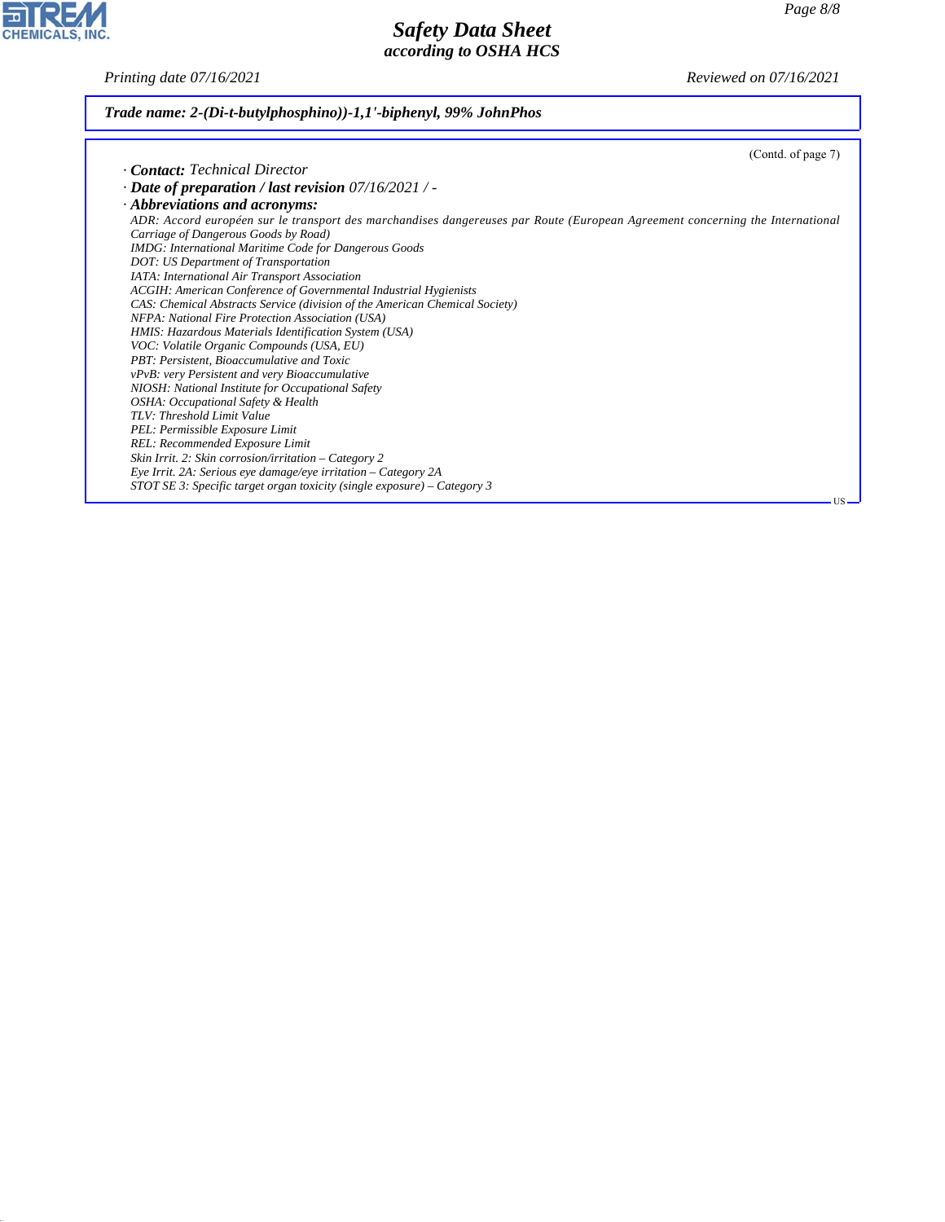**Trade name: 2-(Di-t-butylphosphino))-1,1'-biphenyl, 99% JohnPhos**

(Contd. of page 7)

· **Contact:** Technical Director

· **Date of preparation / last revision** 07/16/2021 / -

· **Abbreviations and acronyms:**

ADR: Accord européen sur le transport des marchandises dangereuses par Route (European Agreement concerning the International Carriage of Dangerous Goods by Road)
IMDG: International Maritime Code for Dangerous Goods
DOT: US Department of Transportation
IATA: International Air Transport Association
ACGIH: American Conference of Governmental Industrial Hygienists
CAS: Chemical Abstracts Service (division of the American Chemical Society)
NFPA: National Fire Protection Association (USA)
HMIS: Hazardous Materials Identification System (USA)
VOC: Volatile Organic Compounds (USA, EU)
PBT: Persistent, Bioaccumulative and Toxic
vPvB: very Persistent and very Bioaccumulative
NIOSH: National Institute for Occupational Safety
OSHA: Occupational Safety & Health
TLV: Threshold Limit Value
PEL: Permissible Exposure Limit
REL: Recommended Exposure Limit
Skin Irrit. 2: Skin corrosion/irritation – Category 2
Eye Irrit. 2A: Serious eye damage/eye irritation – Category 2A
STOT SE 3: Specific target organ toxicity (single exposure) – Category 3

US